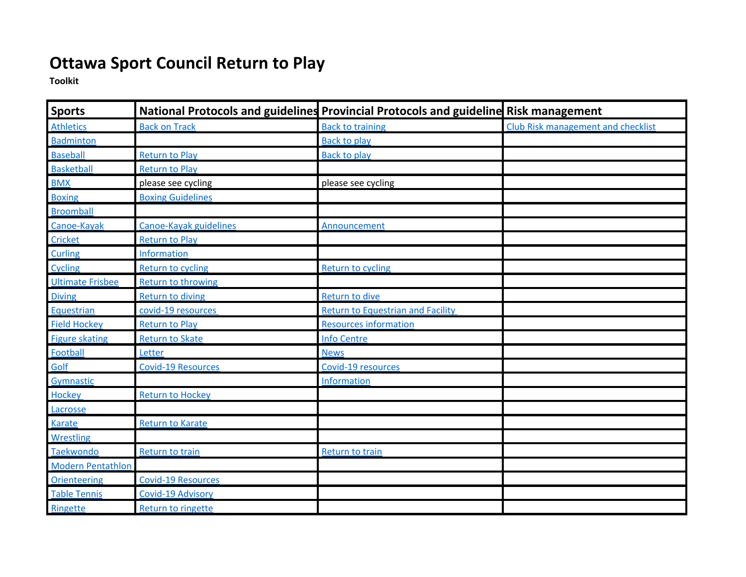# Ottawa Sport Council Return to Play

**Toolkit**

| Sports | National Protocols and guidelines | Provincial Protocols and guideline | Risk management |
|---|---|---|---|
| Athletics | Back on Track | Back to training | Club Risk management and checklist |
| Badminton | | Back to play | |
| Baseball | Return to Play | Back to play | |
| Basketball | Return to Play | | |
| BMX | please see cycling | please see cycling | |
| Boxing | Boxing Guidelines | | |
| Broomball | | | |
| Canoe-Kayak | Canoe-Kayak guidelines | Announcement | |
| Cricket | Return to Play | | |
| Curling | Information | | |
| Cycling | Return to cycling | Return to cycling | |
| Ultimate Frisbee | Return to throwing | | |
| Diving | Return to diving | Return to dive | |
| Equestrian | covid-19 resources | Return to Equestrian and Facility | |
| Field Hockey | Return to Play | Resources information | |
| Figure skating | Return to Skate | Info Centre | |
| Football | Letter | News | |
| Golf | Covid-19 Resources | Covid-19 resources | |
| Gymnastic | | Information | |
| Hockey | Return to Hockey | | |
| Lacrosse | | | |
| Karate | Return to Karate | | |
| Wrestling | | | |
| Taekwondo | Return to train | Return to train | |
| Modern Pentathlon | | | |
| Orienteering | Covid-19 Resources | | |
| Table Tennis | Covid-19 Advisory | | |
| Ringette | Return to ringette | | |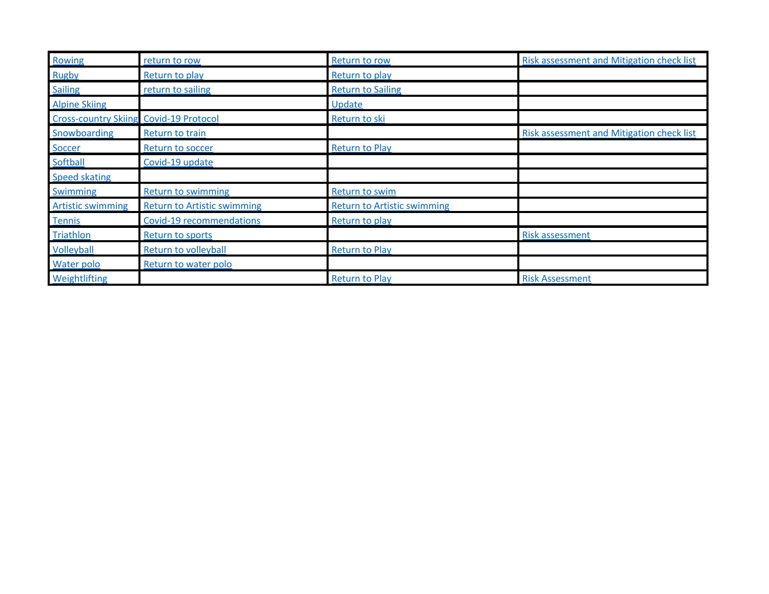| | | | |
|---|---|---|---|
| Rowing | return to row | Return to row | Risk assessment and Mitigation check list |
| Rugby | Return to play | Return to play | |
| Sailing | return to sailing | Return to Sailing | |
| Alpine Skiing | | Update | |
| Cross-country Skiing | Covid-19 Protocol | Return to ski | |
| Snowboarding | Return to train | | Risk assessment and Mitigation check list |
| Soccer | Return to soccer | Return to Play | |
| Softball | Covid-19 update | | |
| Speed skating | | | |
| Swimming | Return to swimming | Return to swim | |
| Artistic swimming | Return to Artistic swimming | Return to Artistic swimming | |
| Tennis | Covid-19 recommendations | Return to play | |
| Triathlon | Return to sports | | Risk assessment |
| Volleyball | Return to volleyball | Return to Play | |
| Water polo | Return to water polo | | |
| Weightlifting | | Return to Play | Risk Assessment |